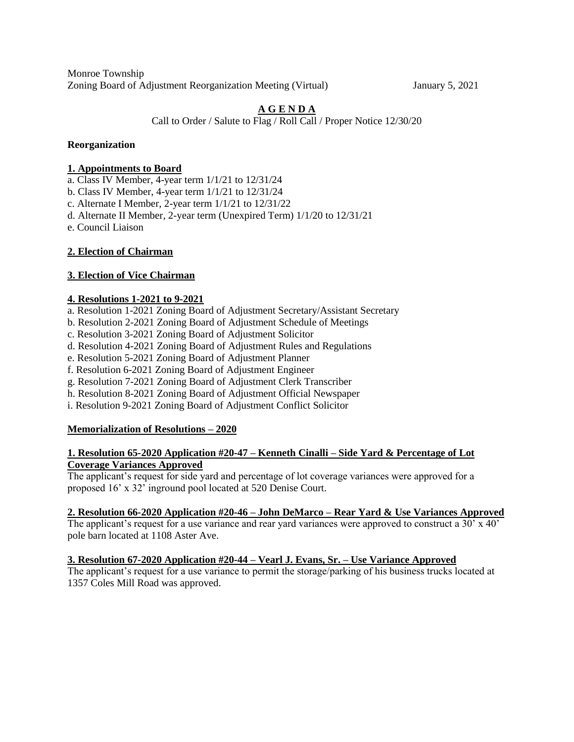Monroe Township

Zoning Board of Adjustment Reorganization Meeting (Virtual) January 5, 2021

# **A G E N D A**

Call to Order / Salute to Flag / Roll Call / Proper Notice 12/30/20

**Reorganization**

## **1. Appointments to Board**

a. Class IV Member, 4-year term 1/1/21 to 12/31/24
b. Class IV Member, 4-year term 1/1/21 to 12/31/24
c. Alternate I Member, 2-year term 1/1/21 to 12/31/22
d. Alternate II Member, 2-year term (Unexpired Term) 1/1/20 to 12/31/21
e. Council Liaison

## **2. Election of Chairman**

## **3. Election of Vice Chairman**

## **4. Resolutions 1-2021 to 9-2021**

a. Resolution 1-2021 Zoning Board of Adjustment Secretary/Assistant Secretary
b. Resolution 2-2021 Zoning Board of Adjustment Schedule of Meetings
c. Resolution 3-2021 Zoning Board of Adjustment Solicitor
d. Resolution 4-2021 Zoning Board of Adjustment Rules and Regulations
e. Resolution 5-2021 Zoning Board of Adjustment Planner
f. Resolution 6-2021 Zoning Board of Adjustment Engineer
g. Resolution 7-2021 Zoning Board of Adjustment Clerk Transcriber
h. Resolution 8-2021 Zoning Board of Adjustment Official Newspaper
i. Resolution 9-2021 Zoning Board of Adjustment Conflict Solicitor

## **Memorialization of Resolutions – 2020**

### **1. Resolution 65-2020 Application #20-47 – Kenneth Cinalli – Side Yard & Percentage of Lot Coverage Variances Approved**

The applicant's request for side yard and percentage of lot coverage variances were approved for a proposed 16' x 32' inground pool located at 520 Denise Court.

### **2. Resolution 66-2020 Application #20-46 – John DeMarco – Rear Yard & Use Variances Approved**

The applicant's request for a use variance and rear yard variances were approved to construct a 30' x 40' pole barn located at 1108 Aster Ave.

### **3. Resolution 67-2020 Application #20-44 – Vearl J. Evans, Sr. – Use Variance Approved**

The applicant's request for a use variance to permit the storage/parking of his business trucks located at 1357 Coles Mill Road was approved.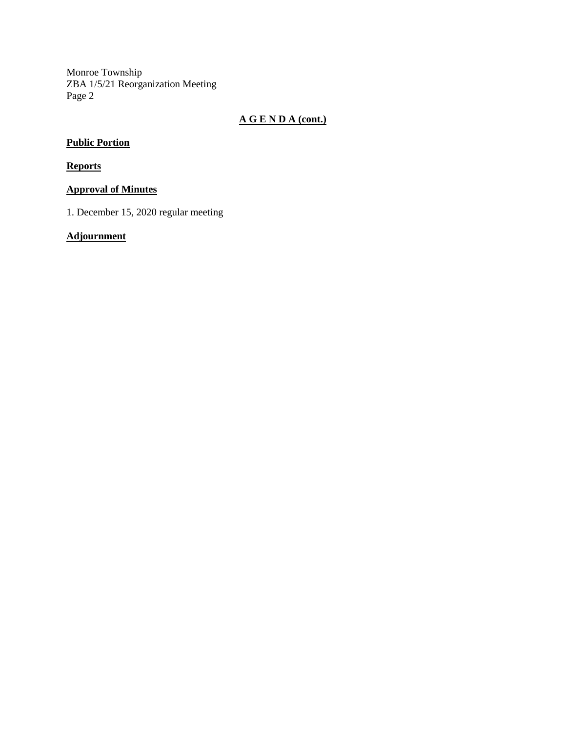## A G E N D A (cont.)

**Public Portion**

**Reports**

**Approval of Minutes**

1. December 15, 2020 regular meeting

**Adjournment**